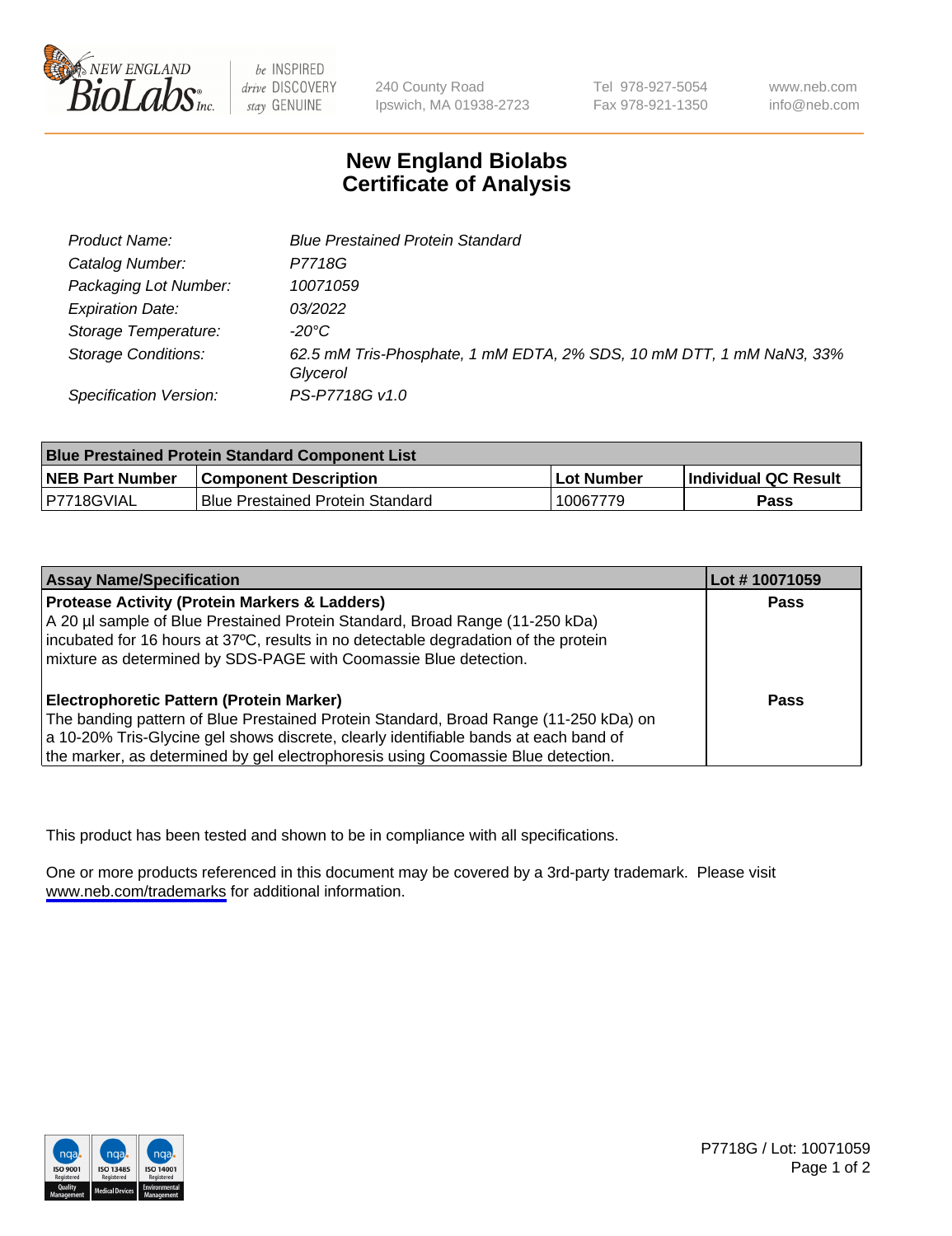# New England Biolabs
# Certificate of Analysis

| | |
|---|---|
| Product Name: | Blue Prestained Protein Standard |
| Catalog Number: | P7718G |
| Packaging Lot Number: | 10071059 |
| Expiration Date: | 03/2022 |
| Storage Temperature: | -20°C |
| Storage Conditions: | 62.5 mM Tris-Phosphate, 1 mM EDTA, 2% SDS, 10 mM DTT, 1 mM $NaN_3$, 33% Glycerol |
| Specification Version: | PS-P7718G v1.0 |

| Blue Prestained Protein Standard Component List | | | |
|---|---|---|---|
| **NEB Part Number** | **Component Description** | **Lot Number** | **Individual QC Result** |
| P7718GVIAL | Blue Prestained Protein Standard | 10067779 | **Pass** |

| Assay Name/Specification | Lot # 10071059 |
|---|---|
| **Protease Activity (Protein Markers & Ladders)** A 20 µl sample of Blue Prestained Protein Standard, Broad Range (11-250 kDa) incubated for 16 hours at 37ºC, results in no detectable degradation of the protein mixture as determined by SDS-PAGE with Coomassie Blue detection. | **Pass** |
| **Electrophoretic Pattern (Protein Marker)** The banding pattern of Blue Prestained Protein Standard, Broad Range (11-250 kDa) on a 10-20% Tris-Glycine gel shows discrete, clearly identifiable bands at each band of the marker, as determined by gel electrophoresis using Coomassie Blue detection. | **Pass** |

This product has been tested and shown to be in compliance with all specifications.

One or more products referenced in this document may be covered by a 3rd-party trademark. Please visit www.neb.com/trademarks for additional information.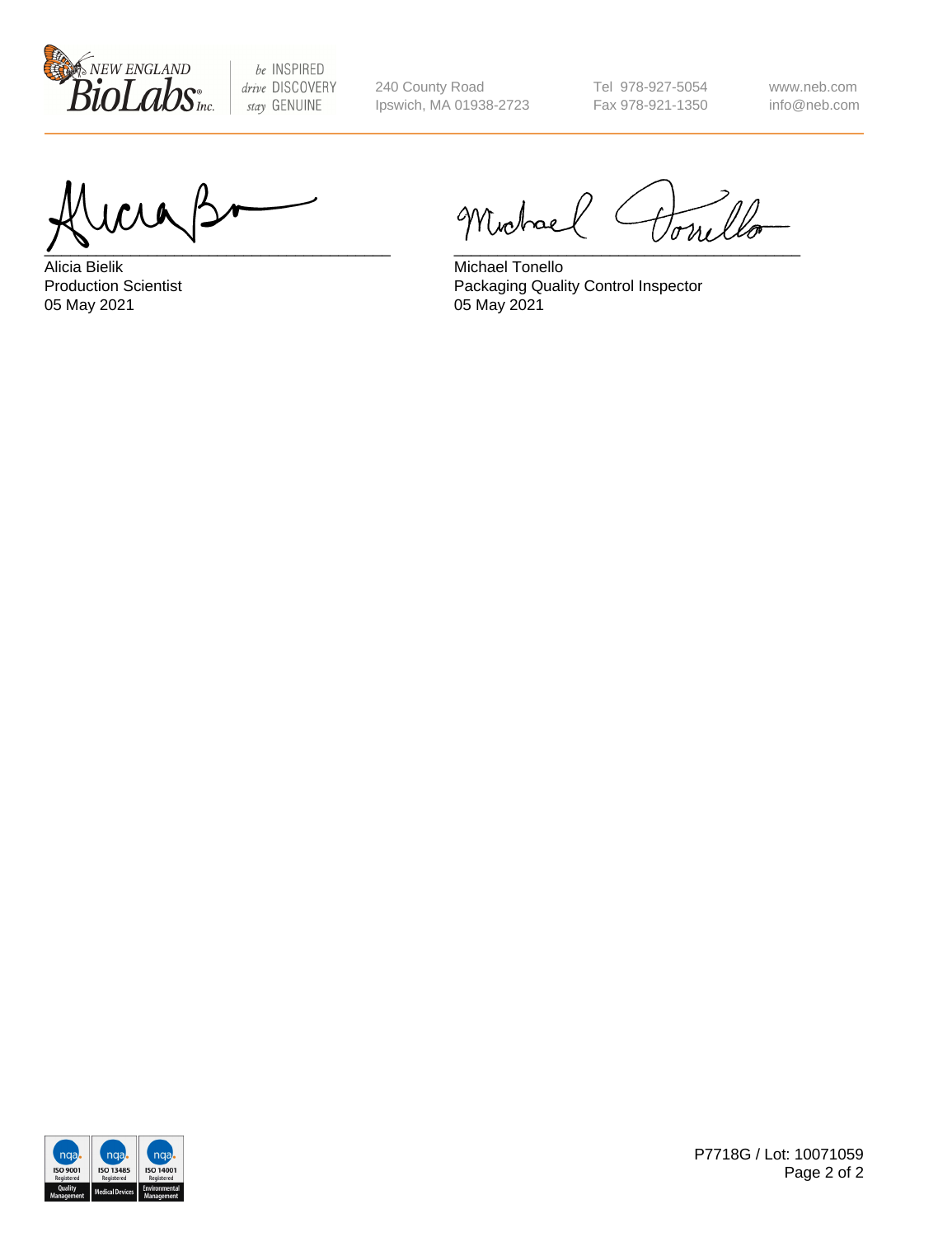NEW ENGLAND BioLabs Inc.

be INSPIRED drive DISCOVERY stay GENUINE

240 County Road
Ipswich, MA 01938-2723

Tel 978-927-5054
Fax 978-921-1350

www.neb.com
info@neb.com

Alicia Bielik
Production Scientist
05 May 2021

Michael Tonello
Packaging Quality Control Inspector
05 May 2021

P7718G / Lot: 10071059